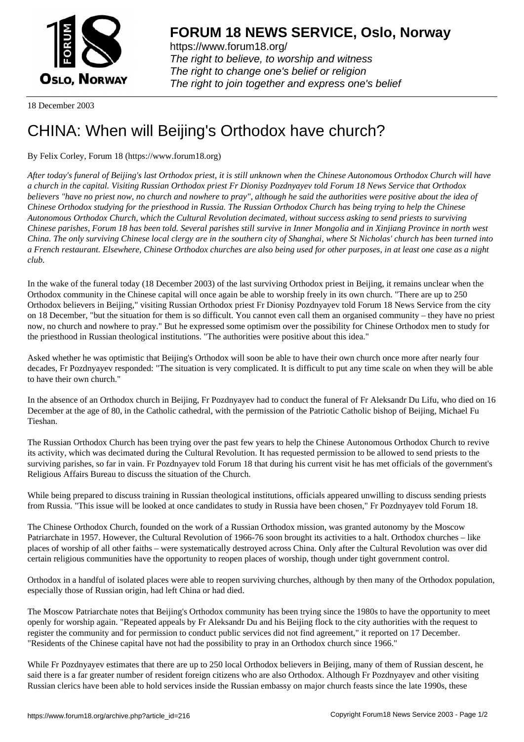18 December 2003

# CHINA: When will Beijing's Orthodox have church?

By Felix Corley, Forum 18 (https://www.forum18.org)

*After today's funeral of Beijing's last Orthodox priest, it is still unknown when the Chinese Autonomous Orthodox Church will have a church in the capital. Visiting Russian Orthodox priest Fr Dionisy Pozdnyayev told Forum 18 News Service that Orthodox believers "have no priest now, no church and nowhere to pray", although he said the authorities were positive about the idea of Chinese Orthodox studying for the priesthood in Russia. The Russian Orthodox Church has being trying to help the Chinese Autonomous Orthodox Church, which the Cultural Revolution decimated, without success asking to send priests to surviving Chinese parishes, Forum 18 has been told. Several parishes still survive in Inner Mongolia and in Xinjiang Province in north west China. The only surviving Chinese local clergy are in the southern city of Shanghai, where St Nicholas' church has been turned into a French restaurant. Elsewhere, Chinese Orthodox churches are also being used for other purposes, in at least one case as a night club.*

In the wake of the funeral today (18 December 2003) of the last surviving Orthodox priest in Beijing, it remains unclear when the Orthodox community in the Chinese capital will once again be able to worship freely in its own church. "There are up to 250 Orthodox believers in Beijing," visiting Russian Orthodox priest Fr Dionisy Pozdnyayev told Forum 18 News Service from the city on 18 December, "but the situation for them is so difficult. You cannot even call them an organised community – they have no priest now, no church and nowhere to pray." But he expressed some optimism over the possibility for Chinese Orthodox men to study for the priesthood in Russian theological institutions. "The authorities were positive about this idea."

Asked whether he was optimistic that Beijing's Orthodox will soon be able to have their own church once more after nearly four decades, Fr Pozdnyayev responded: "The situation is very complicated. It is difficult to put any time scale on when they will be able to have their own church."

In the absence of an Orthodox church in Beijing, Fr Pozdnyayev had to conduct the funeral of Fr Aleksandr Du Lifu, who died on 16 December at the age of 80, in the Catholic cathedral, with the permission of the Patriotic Catholic bishop of Beijing, Michael Fu Tieshan.

The Russian Orthodox Church has been trying over the past few years to help the Chinese Autonomous Orthodox Church to revive its activity, which was decimated during the Cultural Revolution. It has requested permission to be allowed to send priests to the surviving parishes, so far in vain. Fr Pozdnyayev told Forum 18 that during his current visit he has met officials of the government's Religious Affairs Bureau to discuss the situation of the Church.

While being prepared to discuss training in Russian theological institutions, officials appeared unwilling to discuss sending priests from Russia. "This issue will be looked at once candidates to study in Russia have been chosen," Fr Pozdnyayev told Forum 18.

The Chinese Orthodox Church, founded on the work of a Russian Orthodox mission, was granted autonomy by the Moscow Patriarchate in 1957. However, the Cultural Revolution of 1966-76 soon brought its activities to a halt. Orthodox churches – like places of worship of all other faiths – were systematically destroyed across China. Only after the Cultural Revolution was over did certain religious communities have the opportunity to reopen places of worship, though under tight government control.

Orthodox in a handful of isolated places were able to reopen surviving churches, although by then many of the Orthodox population, especially those of Russian origin, had left China or had died.

The Moscow Patriarchate notes that Beijing's Orthodox community has been trying since the 1980s to have the opportunity to meet openly for worship again. "Repeated appeals by Fr Aleksandr Du and his Beijing flock to the city authorities with the request to register the community and for permission to conduct public services did not find agreement," it reported on 17 December. "Residents of the Chinese capital have not had the possibility to pray in an Orthodox church since 1966."

While Fr Pozdnyayev estimates that there are up to 250 local Orthodox believers in Beijing, many of them of Russian descent, he said there is a far greater number of resident foreign citizens who are also Orthodox. Although Fr Pozdnyayev and other visiting Russian clerics have been able to hold services inside the Russian embassy on major church feasts since the late 1990s, these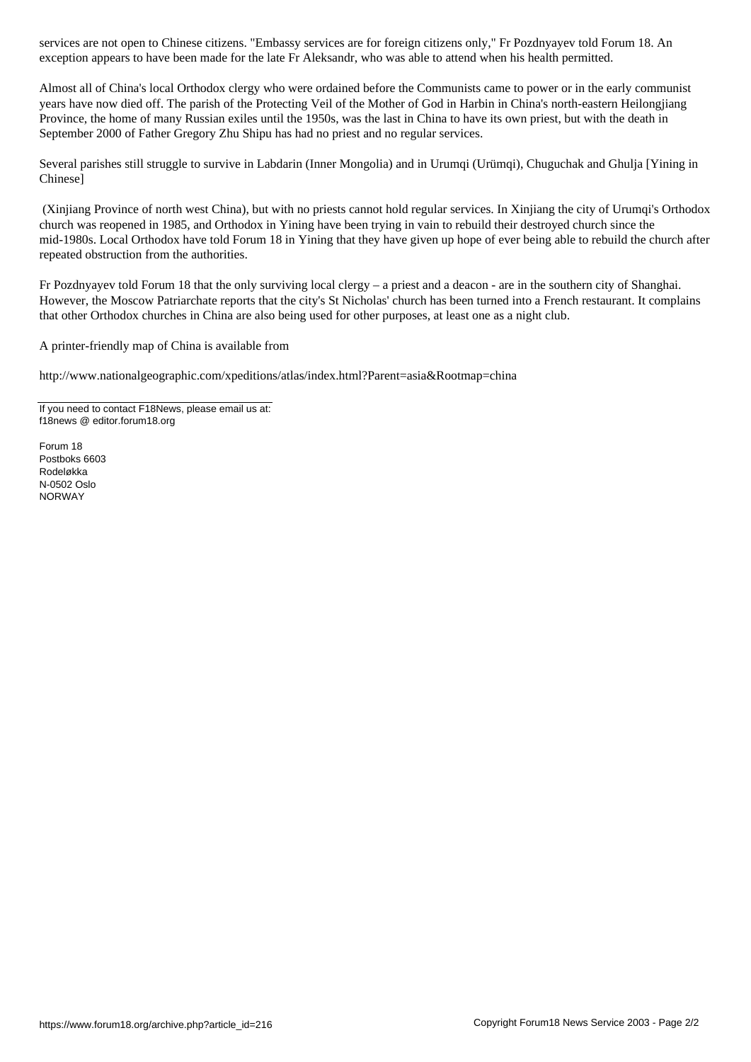services are not open to Chinese citizens. "Embassy services are for foreign citizens only," Fr Pozdnyayev told Forum 18. An exception appears to have been made for the late Fr Aleksandr, who was able to attend when his health permitted.

Almost all of China's local Orthodox clergy who were ordained before the Communists came to power or in the early communist years have now died off. The parish of the Protecting Veil of the Mother of God in Harbin in China's north-eastern Heilongjiang Province, the home of many Russian exiles until the 1950s, was the last in China to have its own priest, but with the death in September 2000 of Father Gregory Zhu Shipu has had no priest and no regular services.

Several parishes still struggle to survive in Labdarin (Inner Mongolia) and in Urumqi (Urümqi), Chuguchak and Ghulja [Yining in Chinese]

(Xinjiang Province of north west China), but with no priests cannot hold regular services. In Xinjiang the city of Urumqi's Orthodox church was reopened in 1985, and Orthodox in Yining have been trying in vain to rebuild their destroyed church since the mid-1980s. Local Orthodox have told Forum 18 in Yining that they have given up hope of ever being able to rebuild the church after repeated obstruction from the authorities.

Fr Pozdnyayev told Forum 18 that the only surviving local clergy – a priest and a deacon - are in the southern city of Shanghai. However, the Moscow Patriarchate reports that the city's St Nicholas' church has been turned into a French restaurant. It complains that other Orthodox churches in China are also being used for other purposes, at least one as a night club.

A printer-friendly map of China is available from

http://www.nationalgeographic.com/xpeditions/atlas/index.html?Parent=asia&Rootmap=china

---

If you need to contact F18News, please email us at:
f18news @ editor.forum18.org

Forum 18
Postboks 6603
Rodeløkka
N-0502 Oslo
NORWAY